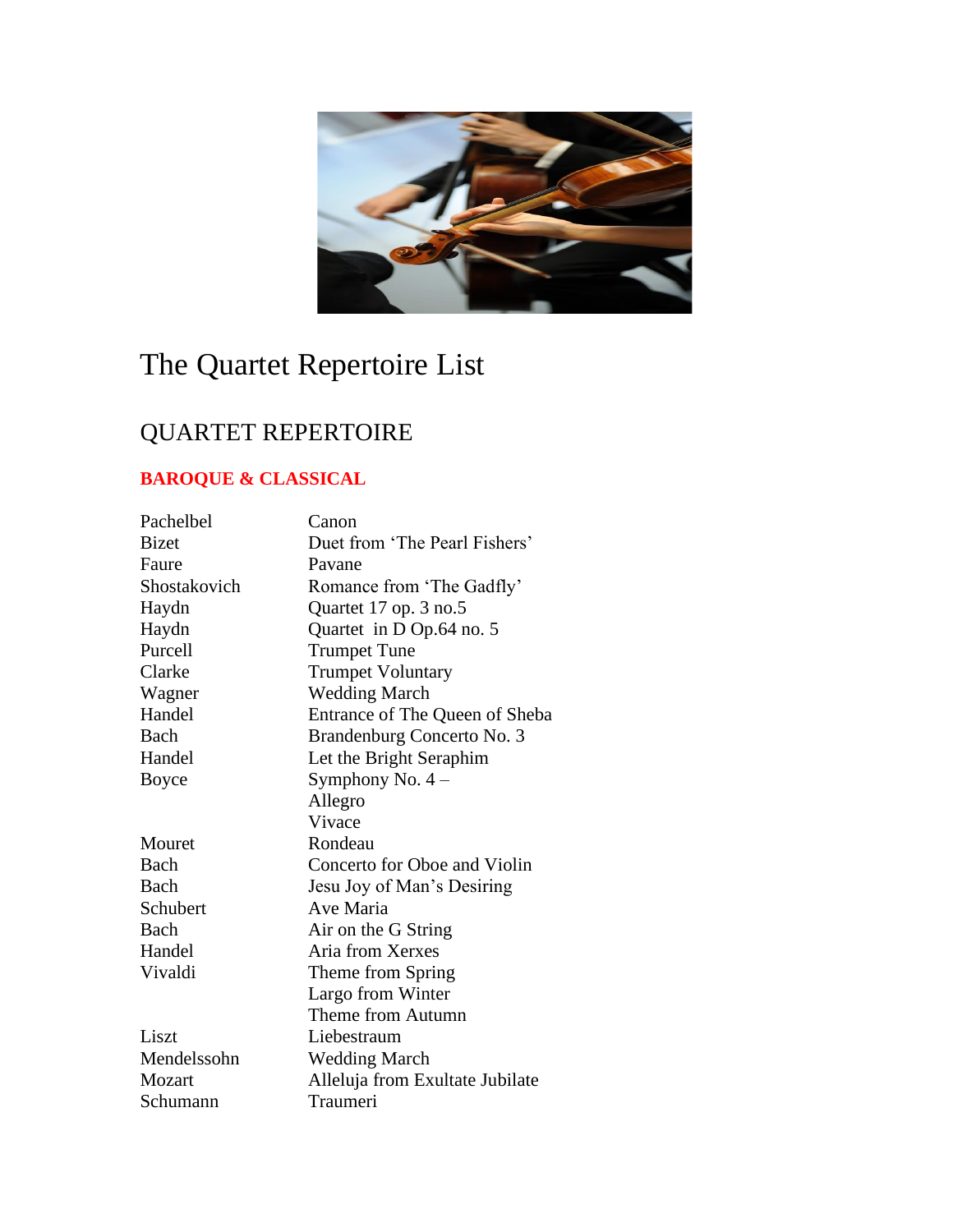# The Quartet Repertoire List

## QUARTET REPERTOIRE

**BAROQUE & CLASSICAL**

| | |
|---|---|
| Pachelbel | Canon |
| Bizet | Duet from 'The Pearl Fishers' |
| Faure | Pavane |
| Shostakovich | Romance from 'The Gadfly' |
| Haydn | Quartet 17 op. 3 no.5 |
| Haydn | Quartet in D Op.64 no. 5 |
| Purcell | Trumpet Tune |
| Clarke | Trumpet Voluntary |
| Wagner | Wedding March |
| Handel | Entrance of The Queen of Sheba |
| Bach | Brandenburg Concerto No. 3 |
| Handel | Let the Bright Seraphim |
| Boyce | Symphony No. 4 – |
| | Allegro |
| | Vivace |
| Mouret | Rondeau |
| Bach | Concerto for Oboe and Violin |
| Bach | Jesu Joy of Man's Desiring |
| Schubert | Ave Maria |
| Bach | Air on the G String |
| Handel | Aria from Xerxes |
| Vivaldi | Theme from Spring |
| | Largo from Winter |
| | Theme from Autumn |
| Liszt | Liebestraum |
| Mendelssohn | Wedding March |
| Mozart | Alleluja from Exultate Jubilate |
| Schumann | Traumeri |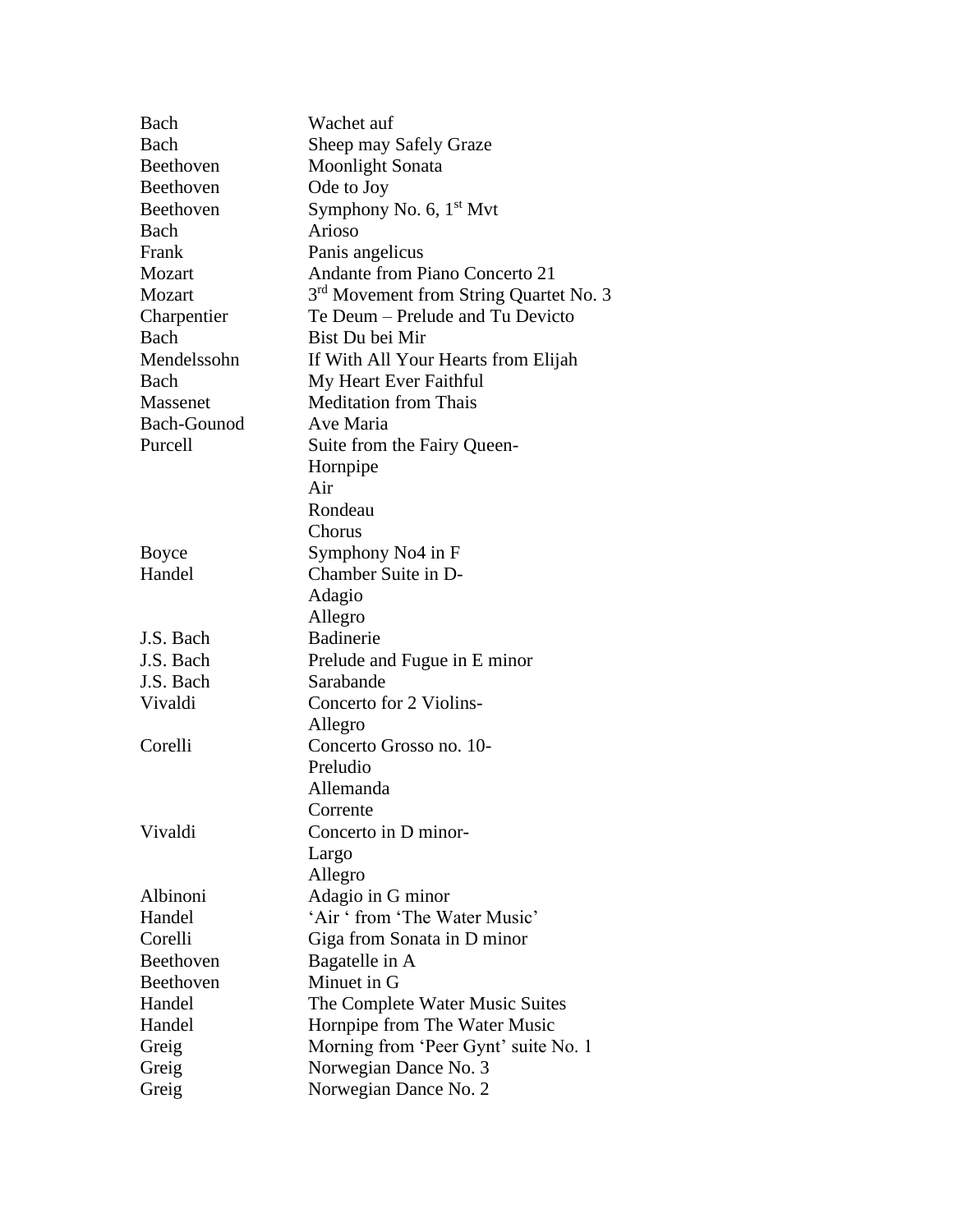| | |
|---|---|
| Bach | Wachet auf |
| Bach | Sheep may Safely Graze |
| Beethoven | Moonlight Sonata |
| Beethoven | Ode to Joy |
| Beethoven | Symphony No. 6, 1st Mvt |
| Bach | Arioso |
| Frank | Panis angelicus |
| Mozart | Andante from Piano Concerto 21 |
| Mozart | 3rd Movement from String Quartet No. 3 |
| Charpentier | Te Deum – Prelude and Tu Devicto |
| Bach | Bist Du bei Mir |
| Mendelssohn | If With All Your Hearts from Elijah |
| Bach | My Heart Ever Faithful |
| Massenet | Meditation from Thais |
| Bach-Gounod | Ave Maria |
| Purcell | Suite from the Fairy Queen- |
| | Hornpipe |
| | Air |
| | Rondeau |
| | Chorus |
| Boyce | Symphony No4 in F |
| Handel | Chamber Suite in D- |
| | Adagio |
| | Allegro |
| J.S. Bach | Badinerie |
| J.S. Bach | Prelude and Fugue in E minor |
| J.S. Bach | Sarabande |
| Vivaldi | Concerto for 2 Violins- |
| | Allegro |
| Corelli | Concerto Grosso no. 10- |
| | Preludio |
| | Allemanda |
| | Corrente |
| Vivaldi | Concerto in D minor- |
| | Largo |
| | Allegro |
| Albinoni | Adagio in G minor |
| Handel | 'Air ' from 'The Water Music' |
| Corelli | Giga from Sonata in D minor |
| Beethoven | Bagatelle in A |
| Beethoven | Minuet in G |
| Handel | The Complete Water Music Suites |
| Handel | Hornpipe from The Water Music |
| Greig | Morning from 'Peer Gynt' suite No. 1 |
| Greig | Norwegian Dance No. 3 |
| Greig | Norwegian Dance No. 2 |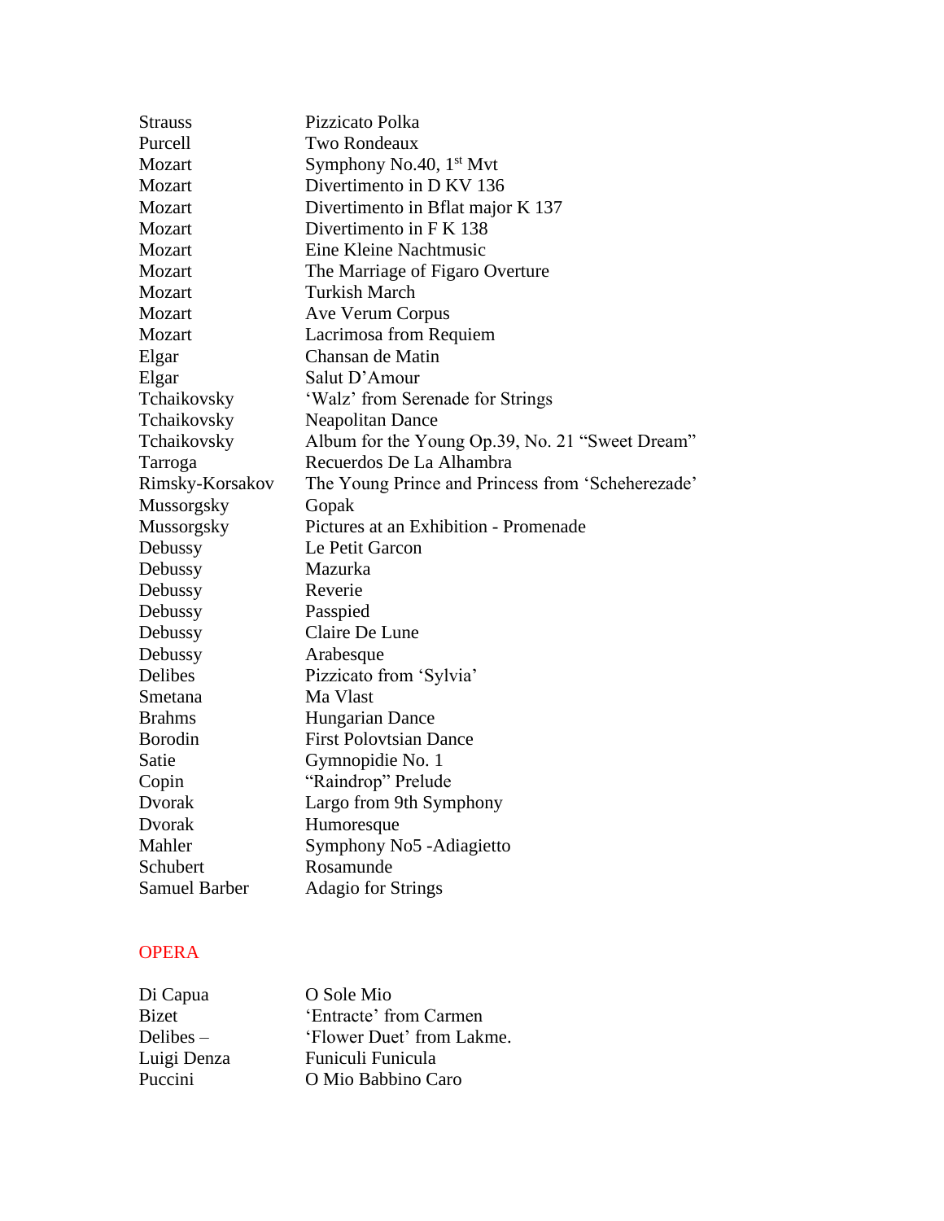| | |
|---|---|
| Strauss | Pizzicato Polka |
| Purcell | Two Rondeaux |
| Mozart | Symphony No.40, 1st Mvt |
| Mozart | Divertimento in D KV 136 |
| Mozart | Divertimento in Bflat major K 137 |
| Mozart | Divertimento in F K 138 |
| Mozart | Eine Kleine Nachtmusic |
| Mozart | The Marriage of Figaro Overture |
| Mozart | Turkish March |
| Mozart | Ave Verum Corpus |
| Mozart | Lacrimosa from Requiem |
| Elgar | Chansan de Matin |
| Elgar | Salut D'Amour |
| Tchaikovsky | 'Walz' from Serenade for Strings |
| Tchaikovsky | Neapolitan Dance |
| Tchaikovsky | Album for the Young Op.39, No. 21 "Sweet Dream" |
| Tarroga | Recuerdos De La Alhambra |
| Rimsky-Korsakov | The Young Prince and Princess from 'Scheherezade' |
| Mussorgsky | Gopak |
| Mussorgsky | Pictures at an Exhibition - Promenade |
| Debussy | Le Petit Garcon |
| Debussy | Mazurka |
| Debussy | Reverie |
| Debussy | Passpied |
| Debussy | Claire De Lune |
| Debussy | Arabesque |
| Delibes | Pizzicato from 'Sylvia' |
| Smetana | Ma Vlast |
| Brahms | Hungarian Dance |
| Borodin | First Polovtsian Dance |
| Satie | Gymnopidie No. 1 |
| Copin | "Raindrop" Prelude |
| Dvorak | Largo from 9th Symphony |
| Dvorak | Humoresque |
| Mahler | Symphony No5 -Adiagietto |
| Schubert | Rosamunde |
| Samuel Barber | Adagio for Strings |

## OPERA

| | |
|---|---|
| Di Capua | O Sole Mio |
| Bizet | 'Entracte' from Carmen |
| Delibes – | 'Flower Duet' from Lakme. |
| Luigi Denza | Funiculi Funicula |
| Puccini | O Mio Babbino Caro |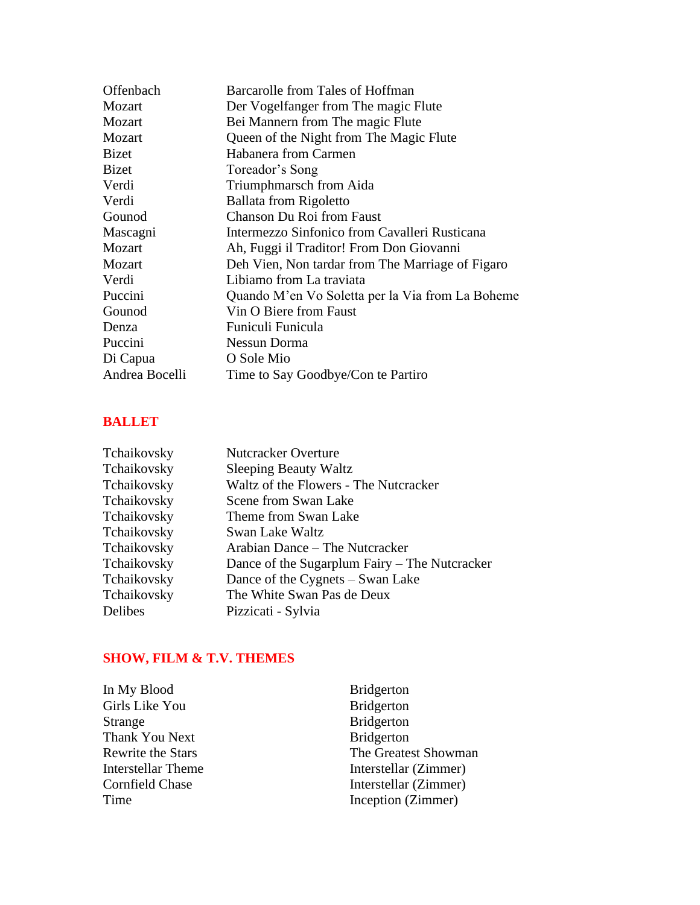| | |
|---|---|
| Offenbach | Barcarolle from Tales of Hoffman |
| Mozart | Der Vogelfanger from The magic Flute |
| Mozart | Bei Mannern from The magic Flute |
| Mozart | Queen of the Night from The Magic Flute |
| Bizet | Habanera from Carmen |
| Bizet | Toreador's Song |
| Verdi | Triumphmarsch from Aida |
| Verdi | Ballata from Rigoletto |
| Gounod | Chanson Du Roi from Faust |
| Mascagni | Intermezzo Sinfonico from Cavalleri Rusticana |
| Mozart | Ah, Fuggi il Traditor! From Don Giovanni |
| Mozart | Deh Vien, Non tardar from The Marriage of Figaro |
| Verdi | Libiamo from La traviata |
| Puccini | Quando M'en Vo Soletta per la Via from La Boheme |
| Gounod | Vin O Biere from Faust |
| Denza | Funiculi Funicula |
| Puccini | Nessun Dorma |
| Di Capua | O Sole Mio |
| Andrea Bocelli | Time to Say Goodbye/Con te Partiro |

## BALLET

| | |
|---|---|
| Tchaikovsky | Nutcracker Overture |
| Tchaikovsky | Sleeping Beauty Waltz |
| Tchaikovsky | Waltz of the Flowers - The Nutcracker |
| Tchaikovsky | Scene from Swan Lake |
| Tchaikovsky | Theme from Swan Lake |
| Tchaikovsky | Swan Lake Waltz |
| Tchaikovsky | Arabian Dance – The Nutcracker |
| Tchaikovsky | Dance of the Sugarplum Fairy – The Nutcracker |
| Tchaikovsky | Dance of the Cygnets – Swan Lake |
| Tchaikovsky | The White Swan Pas de Deux |
| Delibes | Pizzicati - Sylvia |

## SHOW, FILM & T.V. THEMES

| | |
|---|---|
| In My Blood | Bridgerton |
| Girls Like You | Bridgerton |
| Strange | Bridgerton |
| Thank You Next | Bridgerton |
| Rewrite the Stars | The Greatest Showman |
| Interstellar Theme | Interstellar (Zimmer) |
| Cornfield Chase | Interstellar (Zimmer) |
| Time | Inception (Zimmer) |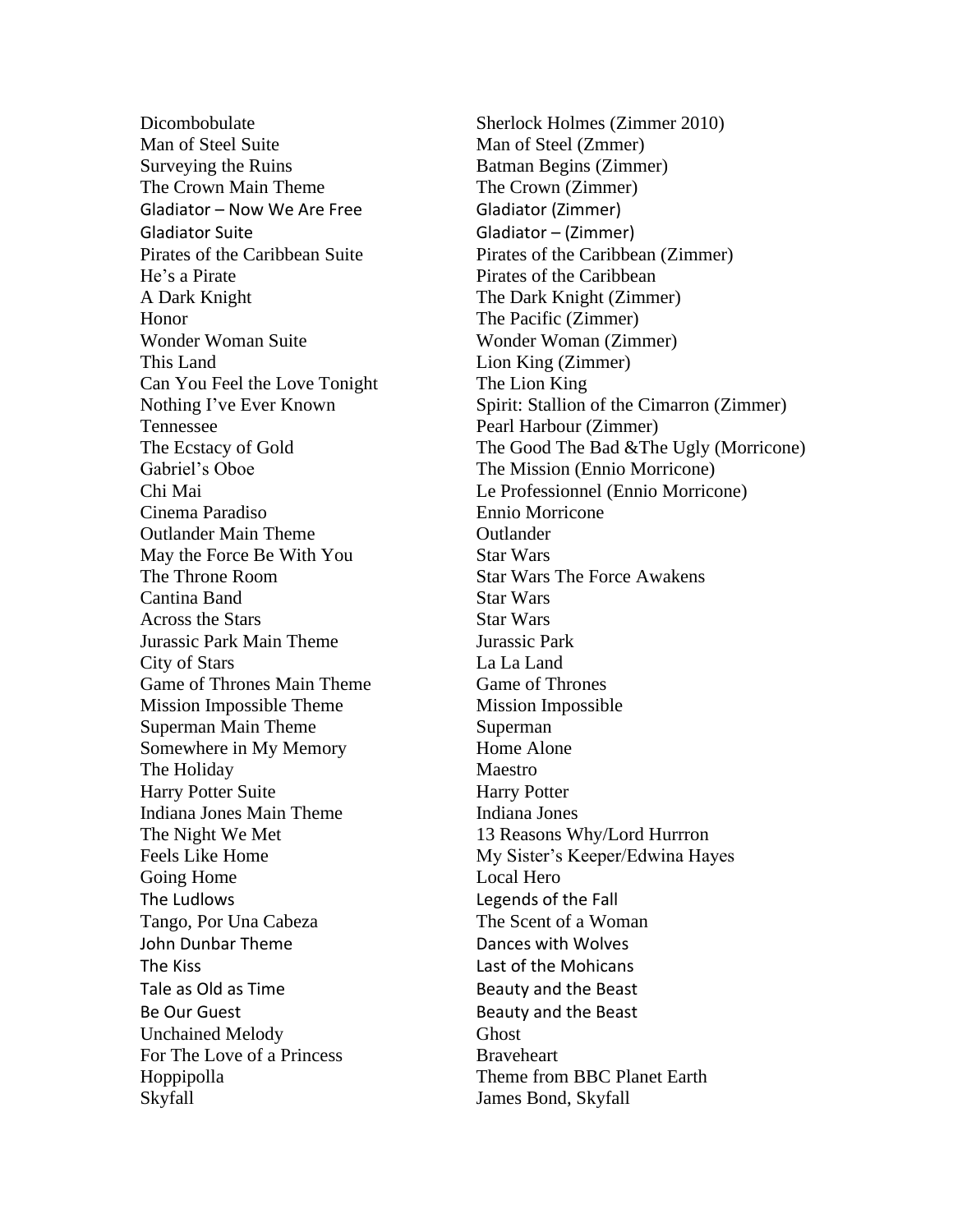| | |
|---|---|
| Dicombobulate | Sherlock Holmes (Zimmer 2010) |
| Man of Steel Suite | Man of Steel (Zmmer) |
| Surveying the Ruins | Batman Begins (Zimmer) |
| The Crown Main Theme | The Crown (Zimmer) |
| Gladiator – Now We Are Free | Gladiator (Zimmer) |
| Gladiator Suite | Gladiator – (Zimmer) |
| Pirates of the Caribbean Suite | Pirates of the Caribbean (Zimmer) |
| He's a Pirate | Pirates of the Caribbean |
| A Dark Knight | The Dark Knight (Zimmer) |
| Honor | The Pacific (Zimmer) |
| Wonder Woman Suite | Wonder Woman (Zimmer) |
| This Land | Lion King (Zimmer) |
| Can You Feel the Love Tonight | The Lion King |
| Nothing I've Ever Known | Spirit: Stallion of the Cimarron (Zimmer) |
| Tennessee | Pearl Harbour (Zimmer) |
| The Ecstacy of Gold | The Good The Bad &The Ugly (Morricone) |
| Gabriel's Oboe | The Mission (Ennio Morricone) |
| Chi Mai | Le Professionnel (Ennio Morricone) |
| Cinema Paradiso | Ennio Morricone |
| Outlander Main Theme | Outlander |
| May the Force Be With You | Star Wars |
| The Throne Room | Star Wars The Force Awakens |
| Cantina Band | Star Wars |
| Across the Stars | Star Wars |
| Jurassic Park Main Theme | Jurassic Park |
| City of Stars | La La Land |
| Game of Thrones Main Theme | Game of Thrones |
| Mission Impossible Theme | Mission Impossible |
| Superman Main Theme | Superman |
| Somewhere in My Memory | Home Alone |
| The Holiday | Maestro |
| Harry Potter Suite | Harry Potter |
| Indiana Jones Main Theme | Indiana Jones |
| The Night We Met | 13 Reasons Why/Lord Hurrron |
| Feels Like Home | My Sister's Keeper/Edwina Hayes |
| Going Home | Local Hero |
| The Ludlows | Legends of the Fall |
| Tango, Por Una Cabeza | The Scent of a Woman |
| John Dunbar Theme | Dances with Wolves |
| The Kiss | Last of the Mohicans |
| Tale as Old as Time | Beauty and the Beast |
| Be Our Guest | Beauty and the Beast |
| Unchained Melody | Ghost |
| For The Love of a Princess | Braveheart |
| Hoppipolla | Theme from BBC Planet Earth |
| Skyfall | James Bond, Skyfall |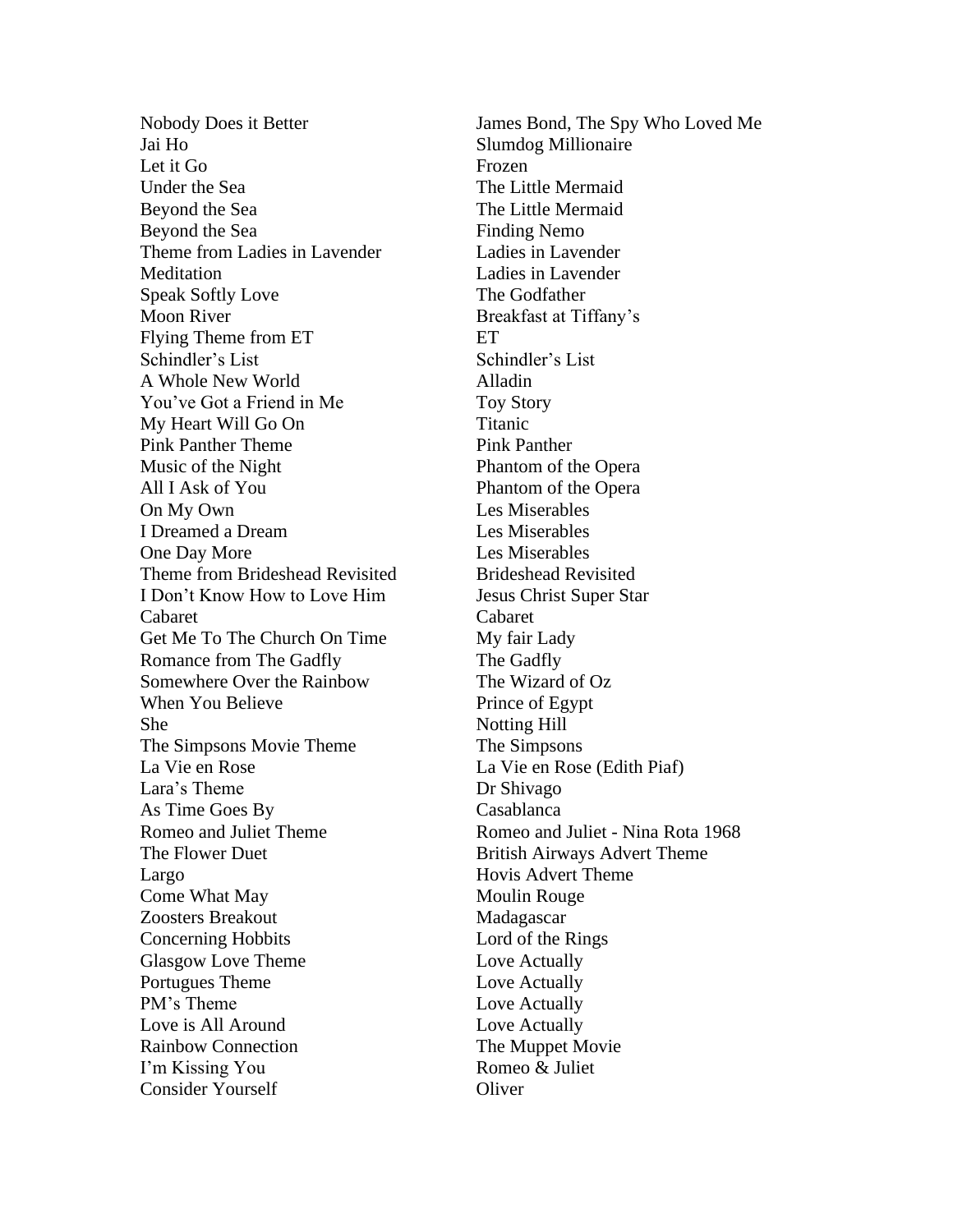| | |
|---|---|
| Nobody Does it Better | James Bond, The Spy Who Loved Me |
| Jai Ho | Slumdog Millionaire |
| Let it Go | Frozen |
| Under the Sea | The Little Mermaid |
| Beyond the Sea | The Little Mermaid |
| Beyond the Sea | Finding Nemo |
| Theme from Ladies in Lavender | Ladies in Lavender |
| Meditation | Ladies in Lavender |
| Speak Softly Love | The Godfather |
| Moon River | Breakfast at Tiffany's |
| Flying Theme from ET | ET |
| Schindler's List | Schindler's List |
| A Whole New World | Alladin |
| You've Got a Friend in Me | Toy Story |
| My Heart Will Go On | Titanic |
| Pink Panther Theme | Pink Panther |
| Music of the Night | Phantom of the Opera |
| All I Ask of You | Phantom of the Opera |
| On My Own | Les Miserables |
| I Dreamed a Dream | Les Miserables |
| One Day More | Les Miserables |
| Theme from Brideshead Revisited | Brideshead Revisited |
| I Don't Know How to Love Him | Jesus Christ Super Star |
| Cabaret | Cabaret |
| Get Me To The Church On Time | My fair Lady |
| Romance from The Gadfly | The Gadfly |
| Somewhere Over the Rainbow | The Wizard of Oz |
| When You Believe | Prince of Egypt |
| She | Notting Hill |
| The Simpsons Movie Theme | The Simpsons |
| La Vie en Rose | La Vie en Rose (Edith Piaf) |
| Lara's Theme | Dr Shivago |
| As Time Goes By | Casablanca |
| Romeo and Juliet Theme | Romeo and Juliet - Nina Rota 1968 |
| The Flower Duet | British Airways Advert Theme |
| Largo | Hovis Advert Theme |
| Come What May | Moulin Rouge |
| Zoosters Breakout | Madagascar |
| Concerning Hobbits | Lord of the Rings |
| Glasgow Love Theme | Love Actually |
| Portugues Theme | Love Actually |
| PM's Theme | Love Actually |
| Love is All Around | Love Actually |
| Rainbow Connection | The Muppet Movie |
| I'm Kissing You | Romeo & Juliet |
| Consider Yourself | Oliver |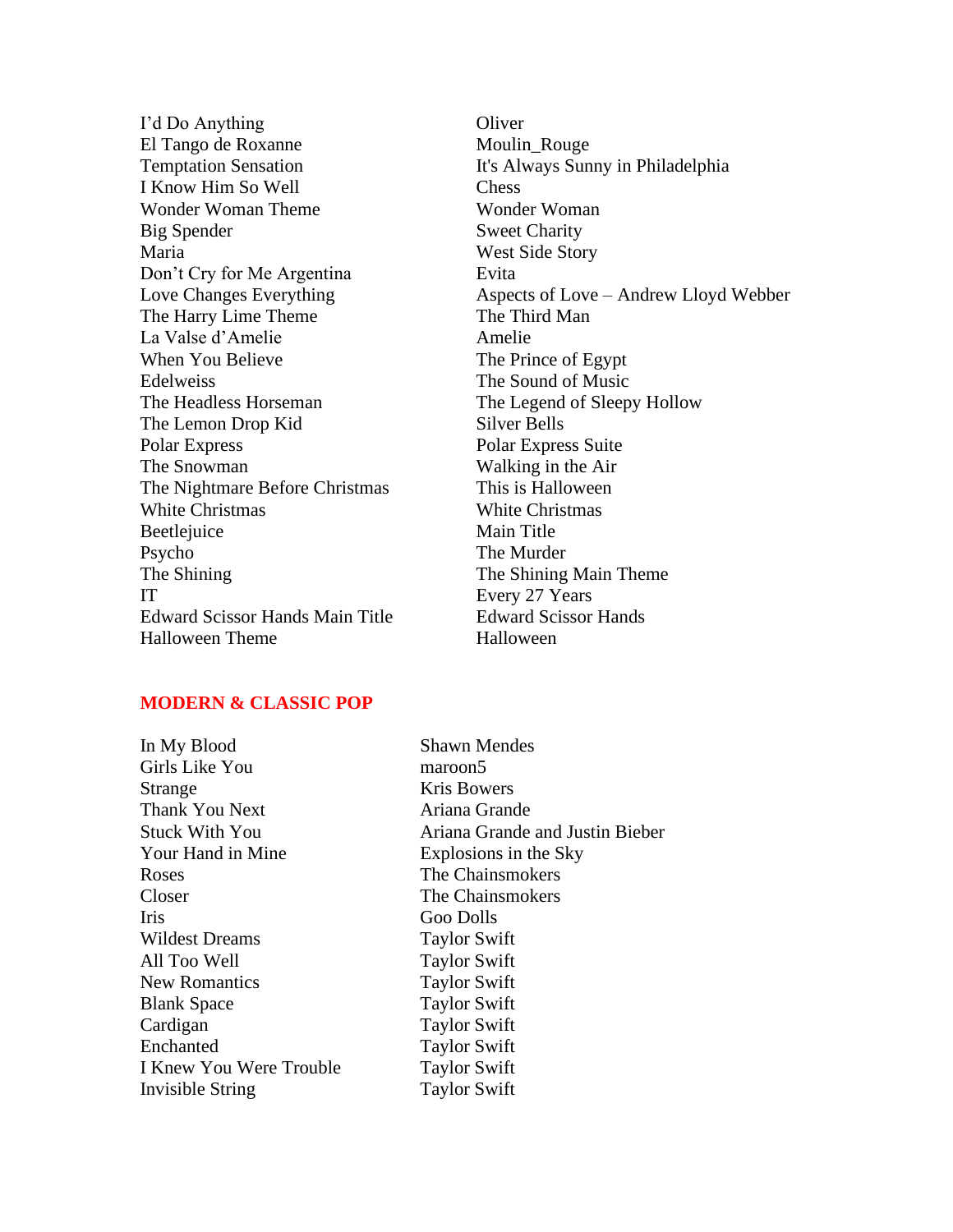| | |
|---|---|
| I'd Do Anything | Oliver |
| El Tango de Roxanne | Moulin_Rouge |
| Temptation Sensation | It's Always Sunny in Philadelphia |
| I Know Him So Well | Chess |
| Wonder Woman Theme | Wonder Woman |
| Big Spender | Sweet Charity |
| Maria | West Side Story |
| Don't Cry for Me Argentina | Evita |
| Love Changes Everything | Aspects of Love – Andrew Lloyd Webber |
| The Harry Lime Theme | The Third Man |
| La Valse d'Amelie | Amelie |
| When You Believe | The Prince of Egypt |
| Edelweiss | The Sound of Music |
| The Headless Horseman | The Legend of Sleepy Hollow |
| The Lemon Drop Kid | Silver Bells |
| Polar Express | Polar Express Suite |
| The Snowman | Walking in the Air |
| The Nightmare Before Christmas | This is Halloween |
| White Christmas | White Christmas |
| Beetlejuice | Main Title |
| Psycho | The Murder |
| The Shining | The Shining Main Theme |
| IT | Every 27 Years |
| Edward Scissor Hands Main Title | Edward Scissor Hands |
| Halloween Theme | Halloween |

## MODERN & CLASSIC POP

| | |
|---|---|
| In My Blood | Shawn Mendes |
| Girls Like You | maroon5 |
| Strange | Kris Bowers |
| Thank You Next | Ariana Grande |
| Stuck With You | Ariana Grande and Justin Bieber |
| Your Hand in Mine | Explosions in the Sky |
| Roses | The Chainsmokers |
| Closer | The Chainsmokers |
| Iris | Goo Dolls |
| Wildest Dreams | Taylor Swift |
| All Too Well | Taylor Swift |
| New Romantics | Taylor Swift |
| Blank Space | Taylor Swift |
| Cardigan | Taylor Swift |
| Enchanted | Taylor Swift |
| I Knew You Were Trouble | Taylor Swift |
| Invisible String | Taylor Swift |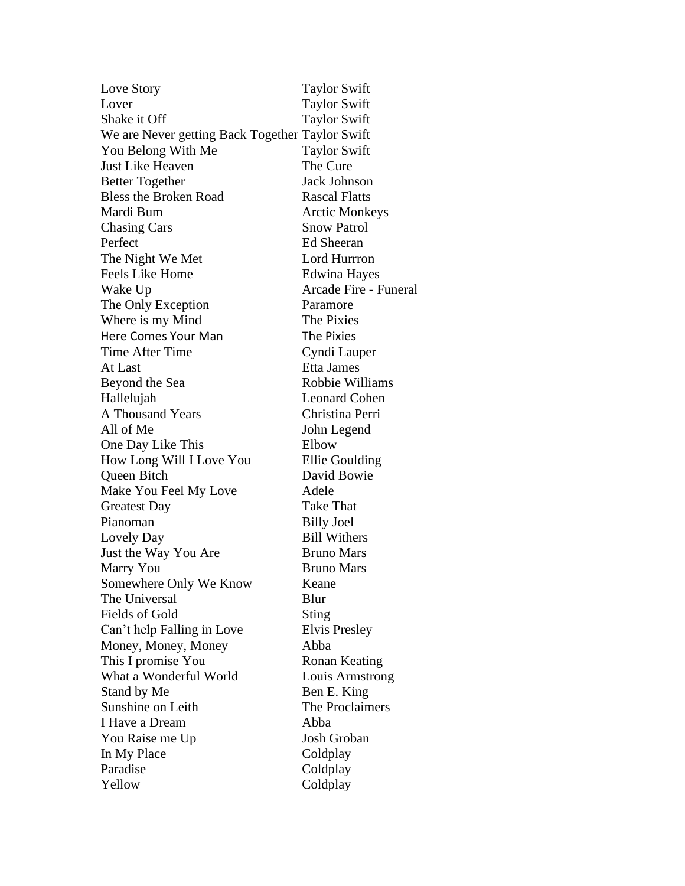| | |
|---|---|
| Love Story | Taylor Swift |
| Lover | Taylor Swift |
| Shake it Off | Taylor Swift |
| We are Never getting Back Together | Taylor Swift |
| You Belong With Me | Taylor Swift |
| Just Like Heaven | The Cure |
| Better Together | Jack Johnson |
| Bless the Broken Road | Rascal Flatts |
| Mardi Bum | Arctic Monkeys |
| Chasing Cars | Snow Patrol |
| Perfect | Ed Sheeran |
| The Night We Met | Lord Hurrron |
| Feels Like Home | Edwina Hayes |
| Wake Up | Arcade Fire - Funeral |
| The Only Exception | Paramore |
| Where is my Mind | The Pixies |
| Here Comes Your Man | The Pixies |
| Time After Time | Cyndi Lauper |
| At Last | Etta James |
| Beyond the Sea | Robbie Williams |
| Hallelujah | Leonard Cohen |
| A Thousand Years | Christina Perri |
| All of Me | John Legend |
| One Day Like This | Elbow |
| How Long Will I Love You | Ellie Goulding |
| Queen Bitch | David Bowie |
| Make You Feel My Love | Adele |
| Greatest Day | Take That |
| Pianoman | Billy Joel |
| Lovely Day | Bill Withers |
| Just the Way You Are | Bruno Mars |
| Marry You | Bruno Mars |
| Somewhere Only We Know | Keane |
| The Universal | Blur |
| Fields of Gold | Sting |
| Can't help Falling in Love | Elvis Presley |
| Money, Money, Money | Abba |
| This I promise You | Ronan Keating |
| What a Wonderful World | Louis Armstrong |
| Stand by Me | Ben E. King |
| Sunshine on Leith | The Proclaimers |
| I Have a Dream | Abba |
| You Raise me Up | Josh Groban |
| In My Place | Coldplay |
| Paradise | Coldplay |
| Yellow | Coldplay |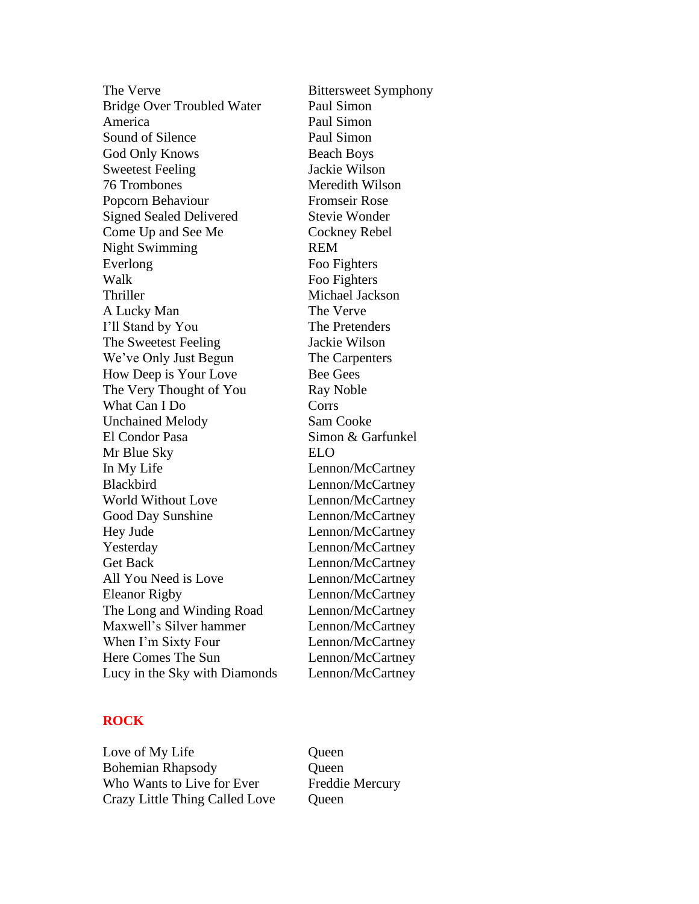| | |
|---|---|
| The Verve | Bittersweet Symphony |
| Bridge Over Troubled Water | Paul Simon |
| America | Paul Simon |
| Sound of Silence | Paul Simon |
| God Only Knows | Beach Boys |
| Sweetest Feeling | Jackie Wilson |
| 76 Trombones | Meredith Wilson |
| Popcorn Behaviour | Fromseir Rose |
| Signed Sealed Delivered | Stevie Wonder |
| Come Up and See Me | Cockney Rebel |
| Night Swimming | REM |
| Everlong | Foo Fighters |
| Walk | Foo Fighters |
| Thriller | Michael Jackson |
| A Lucky Man | The Verve |
| I'll Stand by You | The Pretenders |
| The Sweetest Feeling | Jackie Wilson |
| We've Only Just Begun | The Carpenters |
| How Deep is Your Love | Bee Gees |
| The Very Thought of You | Ray Noble |
| What Can I Do | Corrs |
| Unchained Melody | Sam Cooke |
| El Condor Pasa | Simon & Garfunkel |
| Mr Blue Sky | ELO |
| In My Life | Lennon/McCartney |
| Blackbird | Lennon/McCartney |
| World Without Love | Lennon/McCartney |
| Good Day Sunshine | Lennon/McCartney |
| Hey Jude | Lennon/McCartney |
| Yesterday | Lennon/McCartney |
| Get Back | Lennon/McCartney |
| All You Need is Love | Lennon/McCartney |
| Eleanor Rigby | Lennon/McCartney |
| The Long and Winding Road | Lennon/McCartney |
| Maxwell's Silver hammer | Lennon/McCartney |
| When I'm Sixty Four | Lennon/McCartney |
| Here Comes The Sun | Lennon/McCartney |
| Lucy in the Sky with Diamonds | Lennon/McCartney |

## ROCK

| | |
|---|---|
| Love of My Life | Queen |
| Bohemian Rhapsody | Queen |
| Who Wants to Live for Ever | Freddie Mercury |
| Crazy Little Thing Called Love | Queen |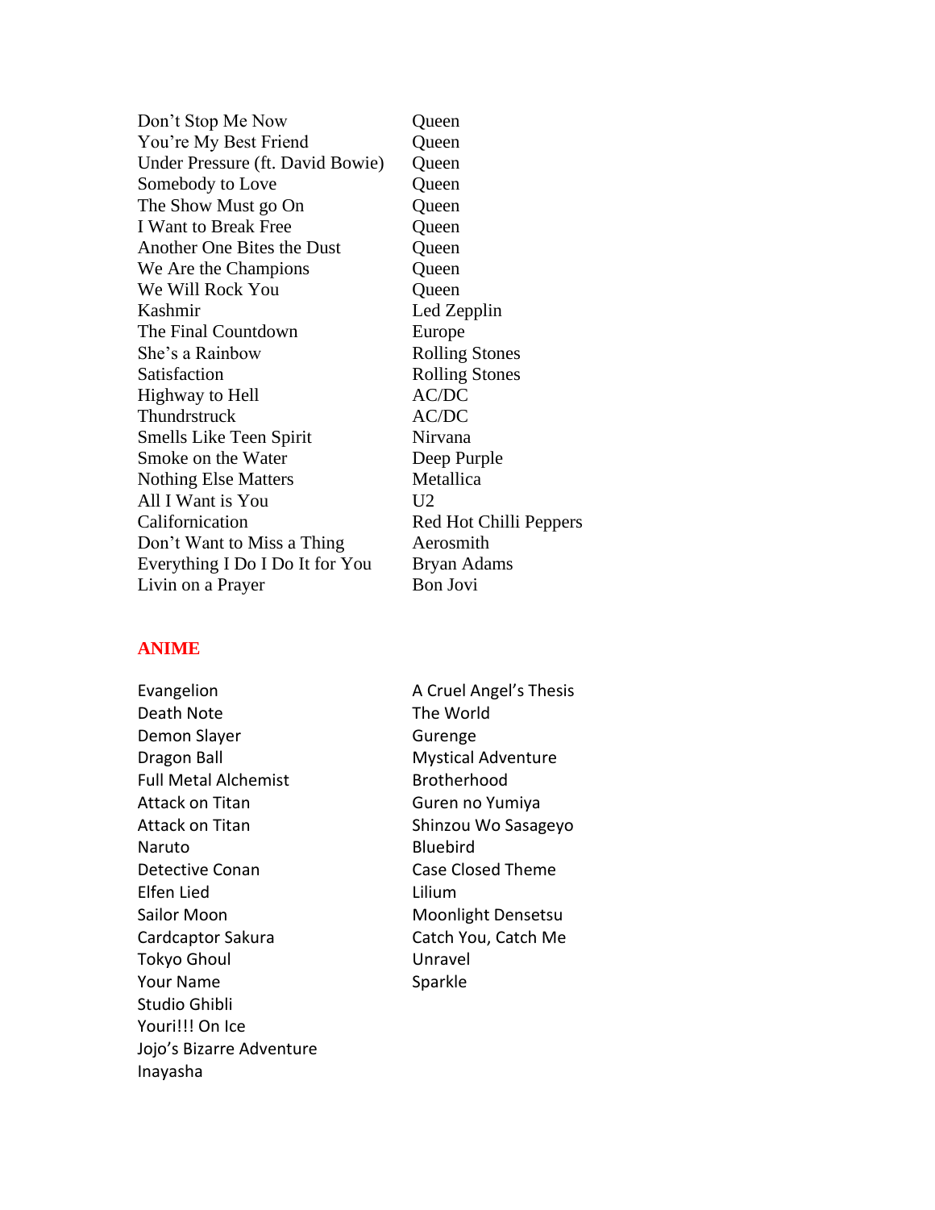| | |
|---|---|
| Don’t Stop Me Now | Queen |
| You’re My Best Friend | Queen |
| Under Pressure (ft. David Bowie) | Queen |
| Somebody to Love | Queen |
| The Show Must go On | Queen |
| I Want to Break Free | Queen |
| Another One Bites the Dust | Queen |
| We Are the Champions | Queen |
| We Will Rock You | Queen |
| Kashmir | Led Zepplin |
| The Final Countdown | Europe |
| She’s a Rainbow | Rolling Stones |
| Satisfaction | Rolling Stones |
| Highway to Hell | AC/DC |
| Thundrstruck | AC/DC |
| Smells Like Teen Spirit | Nirvana |
| Smoke on the Water | Deep Purple |
| Nothing Else Matters | Metallica |
| All I Want is You | U2 |
| Californication | Red Hot Chilli Peppers |
| Don’t Want to Miss a Thing | Aerosmith |
| Everything I Do I Do It for You | Bryan Adams |
| Livin on a Prayer | Bon Jovi |

## ANIME

| | |
|---|---|
| Evangelion | A Cruel Angel’s Thesis |
| Death Note | The World |
| Demon Slayer | Gurenge |
| Dragon Ball | Mystical Adventure |
| Full Metal Alchemist | Brotherhood |
| Attack on Titan | Guren no Yumiya |
| Attack on Titan | Shinzou Wo Sasageyo |
| Naruto | Bluebird |
| Detective Conan | Case Closed Theme |
| Elfen Lied | Lilium |
| Sailor Moon | Moonlight Densetsu |
| Cardcaptor Sakura | Catch You, Catch Me |
| Tokyo Ghoul | Unravel |
| Your Name | Sparkle |
| Studio Ghibli | |
| Youri!!! On Ice | |
| Jojo’s Bizarre Adventure | |
| Inayasha | |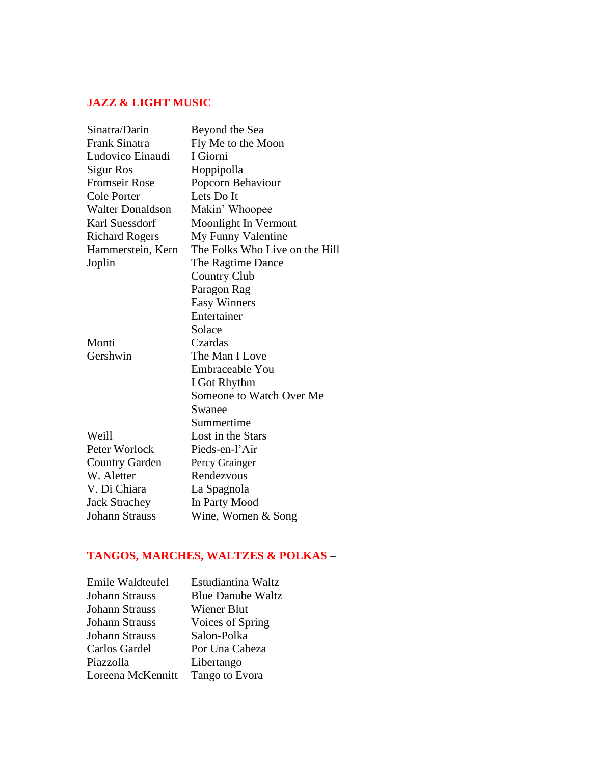## JAZZ & LIGHT MUSIC

| | |
|---|---|
| Sinatra/Darin | Beyond the Sea |
| Frank Sinatra | Fly Me to the Moon |
| Ludovico Einaudi | I Giorni |
| Sigur Ros | Hoppipolla |
| Fromseir Rose | Popcorn Behaviour |
| Cole Porter | Lets Do It |
| Walter Donaldson | Makin' Whoopee |
| Karl Suessdorf | Moonlight In Vermont |
| Richard Rogers | My Funny Valentine |
| Hammerstein, Kern | The Folks Who Live on the Hill |
| Joplin | The Ragtime Dance |
| | Country Club |
| | Paragon Rag |
| | Easy Winners |
| | Entertainer |
| | Solace |
| Monti | Czardas |
| Gershwin | The Man I Love |
| | Embraceable You |
| | I Got Rhythm |
| | Someone to Watch Over Me |
| | Swanee |
| | Summertime |
| Weill | Lost in the Stars |
| Peter Worlock | Pieds-en-l'Air |
| Country Garden | Percy Grainger |
| W. Aletter | Rendezvous |
| V. Di Chiara | La Spagnola |
| Jack Strachey | In Party Mood |
| Johann Strauss | Wine, Women & Song |

## TANGOS, MARCHES, WALTZES & POLKAS –

| | |
|---|---|
| Emile Waldteufel | Estudiantina Waltz |
| Johann Strauss | Blue Danube Waltz |
| Johann Strauss | Wiener Blut |
| Johann Strauss | Voices of Spring |
| Johann Strauss | Salon-Polka |
| Carlos Gardel | Por Una Cabeza |
| Piazzolla | Libertango |
| Loreena McKennitt | Tango to Evora |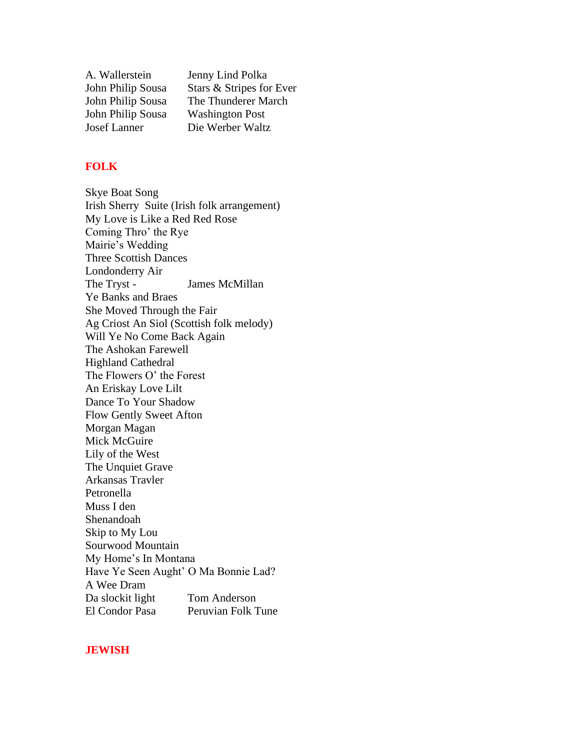| | |
|---|---|
| A. Wallerstein | Jenny Lind Polka |
| John Philip Sousa | Stars & Stripes for Ever |
| John Philip Sousa | The Thunderer March |
| John Philip Sousa | Washington Post |
| Josef Lanner | Die Werber Waltz |

## FOLK

Skye Boat Song
Irish Sherry  Suite (Irish folk arrangement)
My Love is Like a Red Red Rose
Coming Thro' the Rye
Mairie's Wedding
Three Scottish Dances
Londonderry Air
The Tryst -     James McMillan
Ye Banks and Braes
She Moved Through the Fair
Ag Criost An Siol (Scottish folk melody)
Will Ye No Come Back Again
The Ashokan Farewell
Highland Cathedral
The Flowers O' the Forest
An Eriskay Love Lilt
Dance To Your Shadow
Flow Gently Sweet Afton
Morgan Magan
Mick McGuire
Lily of the West
The Unquiet Grave
Arkansas Travler
Petronella
Muss I den
Shenandoah
Skip to My Lou
Sourwood Mountain
My Home's In Montana
Have Ye Seen Aught' O Ma Bonnie Lad?
A Wee Dram
Da slockit light     Tom Anderson
El Condor Pasa     Peruvian Folk Tune

## JEWISH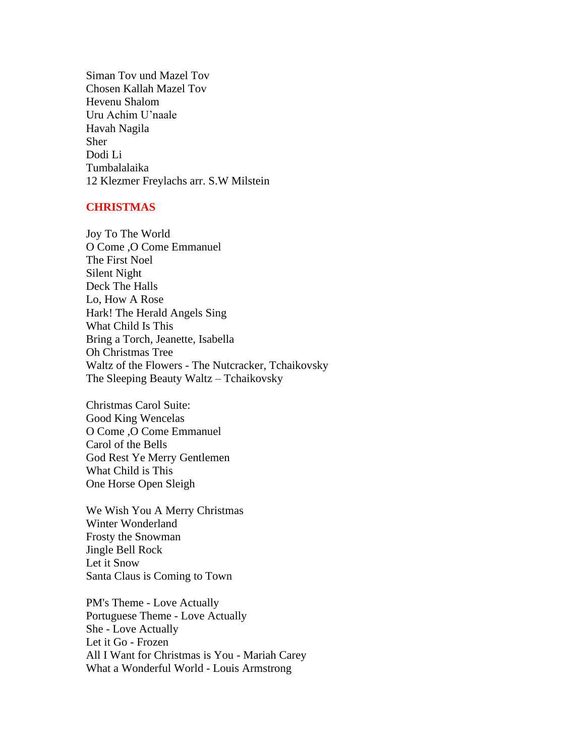Siman Tov und Mazel Tov
Chosen Kallah Mazel Tov
Hevenu Shalom
Uru Achim U'naale
Havah Nagila
Sher
Dodi Li
Tumbalalaika
12 Klezmer Freylachs arr. S.W Milstein

## CHRISTMAS

Joy To The World
O Come ,O Come Emmanuel
The First Noel
Silent Night
Deck The Halls
Lo, How A Rose
Hark! The Herald Angels Sing
What Child Is This
Bring a Torch, Jeanette, Isabella
Oh Christmas Tree
Waltz of the Flowers - The Nutcracker, Tchaikovsky
The Sleeping Beauty Waltz – Tchaikovsky

Christmas Carol Suite:
Good King Wencelas
O Come ,O Come Emmanuel
Carol of the Bells
God Rest Ye Merry Gentlemen
What Child is This
One Horse Open Sleigh

We Wish You A Merry Christmas
Winter Wonderland
Frosty the Snowman
Jingle Bell Rock
Let it Snow
Santa Claus is Coming to Town

PM's Theme - Love Actually
Portuguese Theme - Love Actually
She - Love Actually
Let it Go - Frozen
All I Want for Christmas is You - Mariah Carey
What a Wonderful World - Louis Armstrong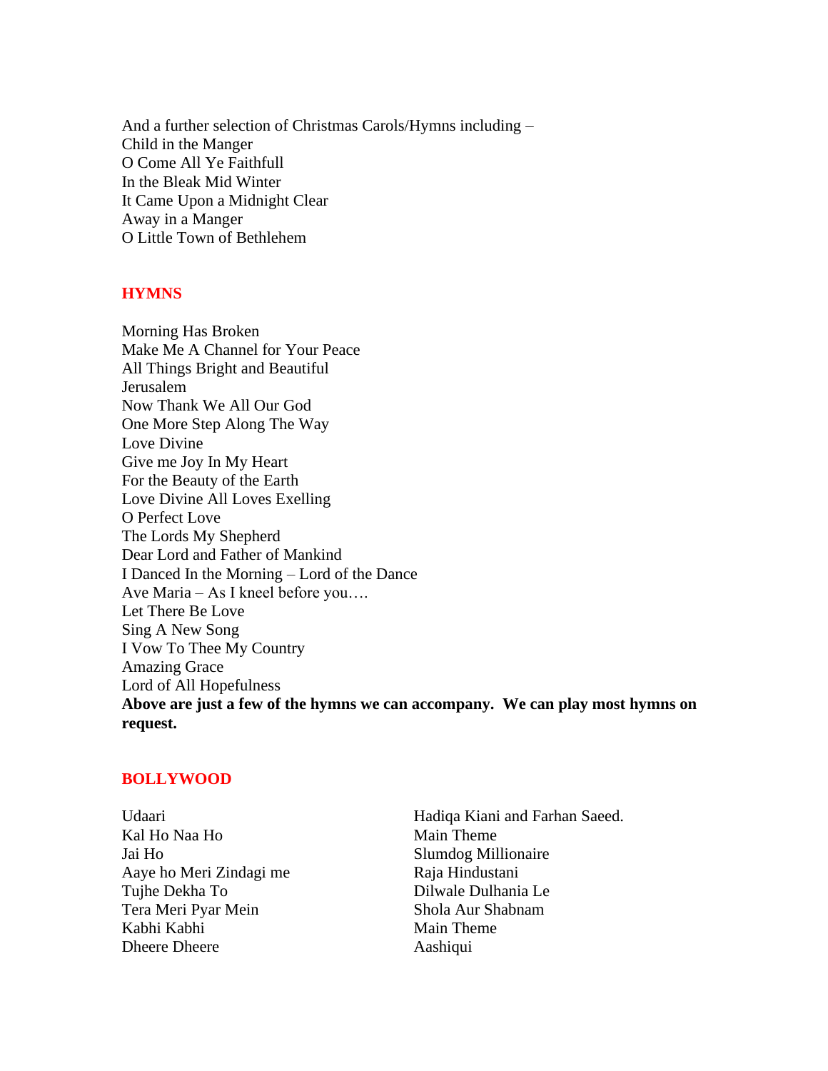And a further selection of Christmas Carols/Hymns including –
Child in the Manger
O Come All Ye Faithfull
In the Bleak Mid Winter
It Came Upon a Midnight Clear
Away in a Manger
O Little Town of Bethlehem

## HYMNS

Morning Has Broken
Make Me A Channel for Your Peace
All Things Bright and Beautiful
Jerusalem
Now Thank We All Our God
One More Step Along The Way
Love Divine
Give me Joy In My Heart
For the Beauty of the Earth
Love Divine All Loves Exelling
O Perfect Love
The Lords My Shepherd
Dear Lord and Father of Mankind
I Danced In the Morning – Lord of the Dance
Ave Maria – As I kneel before you….
Let There Be Love
Sing A New Song
I Vow To Thee My Country
Amazing Grace
Lord of All Hopefulness
**Above are just a few of the hymns we can accompany. We can play most hymns on request.**

## BOLLYWOOD

| | |
|---|---|
| Udaari | Hadiqa Kiani and Farhan Saeed. |
| Kal Ho Naa Ho | Main Theme |
| Jai Ho | Slumdog Millionaire |
| Aaye ho Meri Zindagi me | Raja Hindustani |
| Tujhe Dekha To | Dilwale Dulhania Le |
| Tera Meri Pyar Mein | Shola Aur Shabnam |
| Kabhi Kabhi | Main Theme |
| Dheere Dheere | Aashiqui |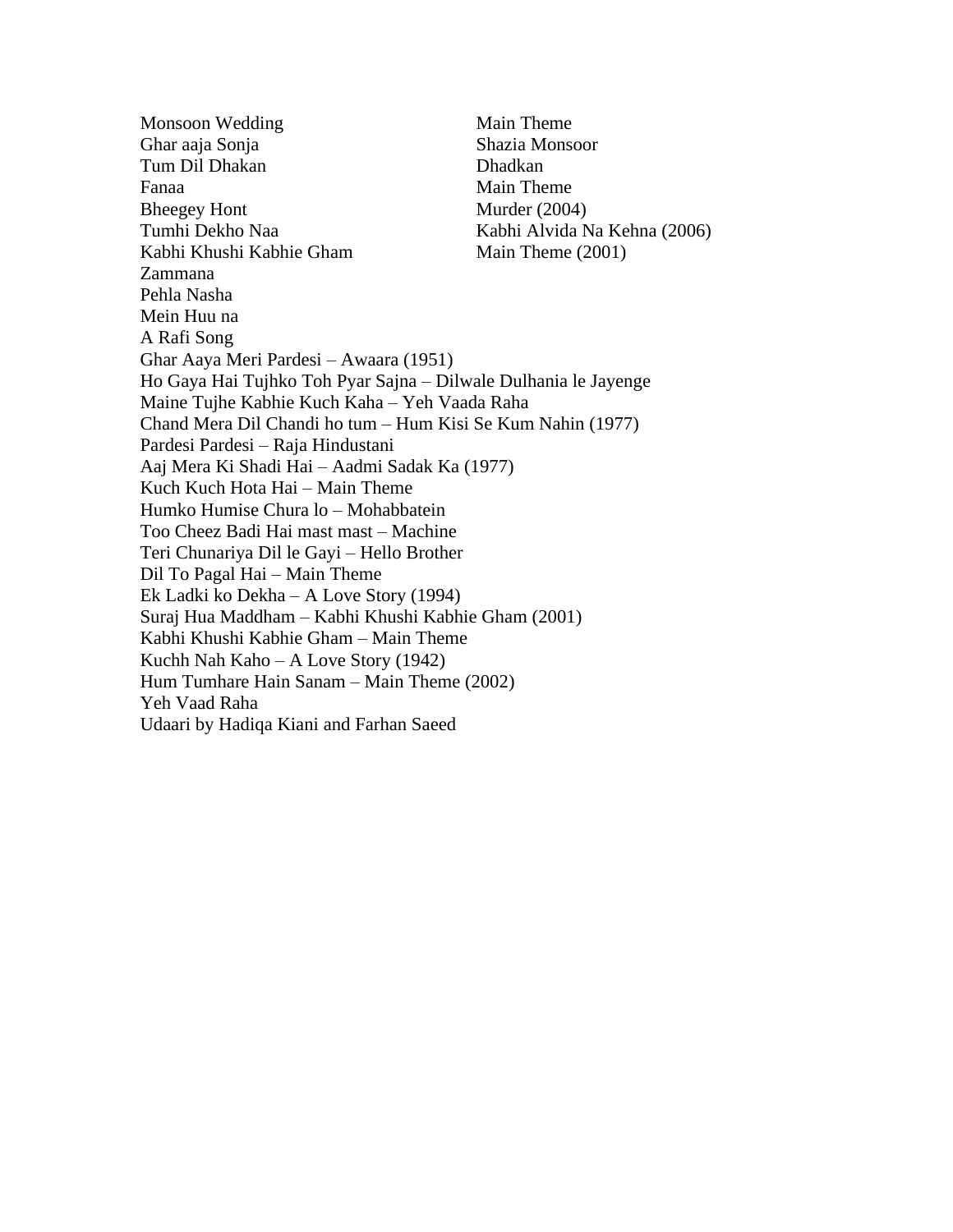| | |
|---|---|
| Monsoon Wedding | Main Theme |
| Ghar aaja Sonja | Shazia Monsoor |
| Tum Dil Dhakan | Dhadkan |
| Fanaa | Main Theme |
| Bheegey Hont | Murder (2004) |
| Tumhi Dekho Naa | Kabhi Alvida Na Kehna (2006) |
| Kabhi Khushi Kabhie Gham | Main Theme (2001) |

Zammana
Pehla Nasha
Mein Huu na
A Rafi Song
Ghar Aaya Meri Pardesi – Awaara (1951)
Ho Gaya Hai Tujhko Toh Pyar Sajna – Dilwale Dulhania le Jayenge
Maine Tujhe Kabhie Kuch Kaha – Yeh Vaada Raha
Chand Mera Dil Chandi ho tum – Hum Kisi Se Kum Nahin (1977)
Pardesi Pardesi – Raja Hindustani
Aaj Mera Ki Shadi Hai – Aadmi Sadak Ka (1977)
Kuch Kuch Hota Hai – Main Theme
Humko Humise Chura lo – Mohabbatein
Too Cheez Badi Hai mast mast – Machine
Teri Chunariya Dil le Gayi – Hello Brother
Dil To Pagal Hai – Main Theme
Ek Ladki ko Dekha – A Love Story (1994)
Suraj Hua Maddham – Kabhi Khushi Kabhie Gham (2001)
Kabhi Khushi Kabhie Gham – Main Theme
Kuchh Nah Kaho – A Love Story (1942)
Hum Tumhare Hain Sanam – Main Theme (2002)
Yeh Vaad Raha
Udaari by Hadiqa Kiani and Farhan Saeed